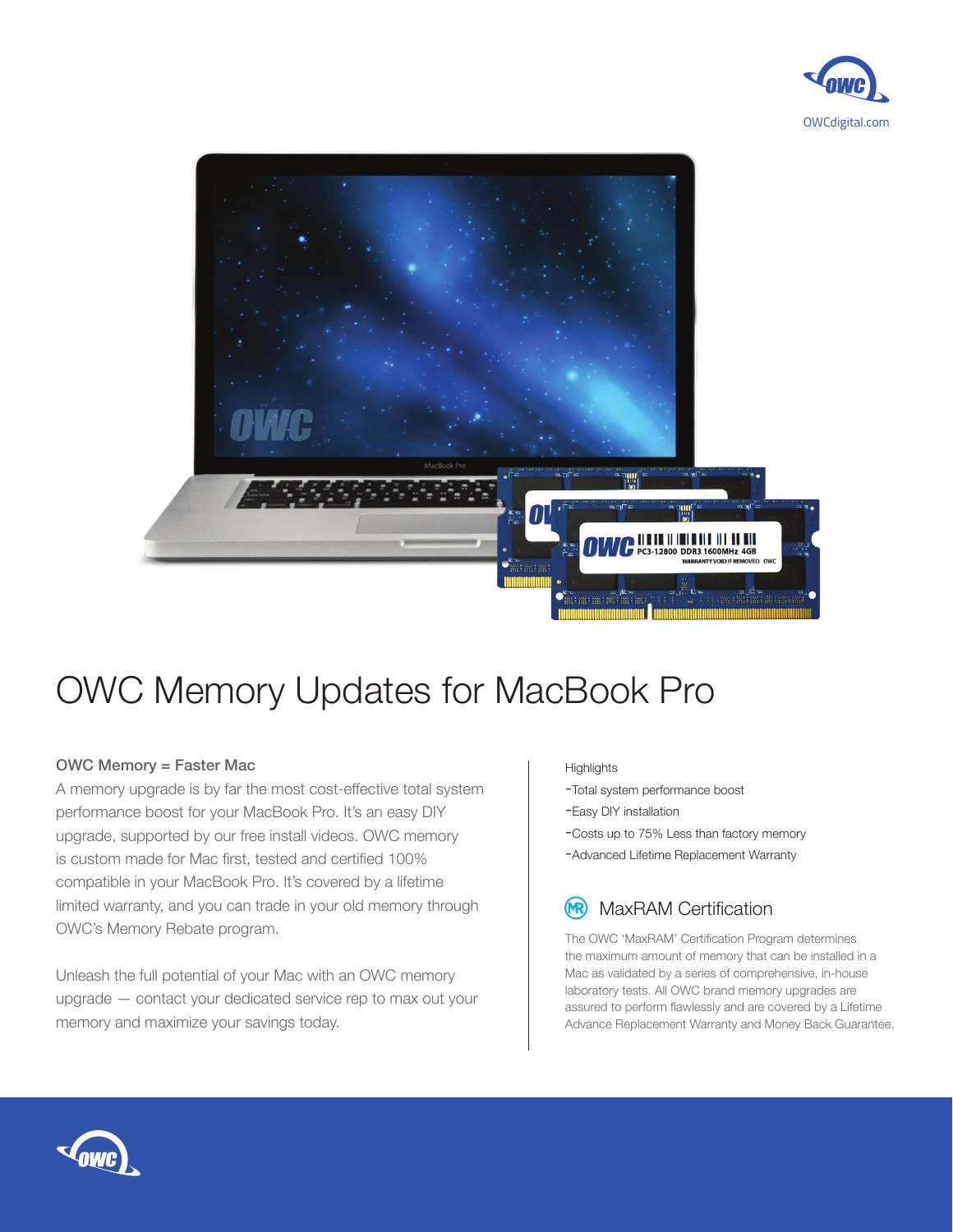OWCdigital.com

# OWC Memory Updates for MacBook Pro

## OWC Memory = Faster Mac

A memory upgrade is by far the most cost-effective total system performance boost for your MacBook Pro. It's an easy DIY upgrade, supported by our free install videos. OWC memory is custom made for Mac first, tested and certified 100% compatible in your MacBook Pro. It's covered by a lifetime limited warranty, and you can trade in your old memory through OWC's Memory Rebate program.

Unleash the full potential of your Mac with an OWC memory upgrade — contact your dedicated service rep to max out your memory and maximize your savings today.

Highlights

- Total system performance boost
- Easy DIY installation
- Costs up to 75% Less than factory memory
- Advanced Lifetime Replacement Warranty

## MaxRAM Certification

The OWC 'MaxRAM' Certification Program determines the maximum amount of memory that can be installed in a Mac as validated by a series of comprehensive, in-house laboratory tests. All OWC brand memory upgrades are assured to perform flawlessly and are covered by a Lifetime Advance Replacement Warranty and Money Back Guarantee.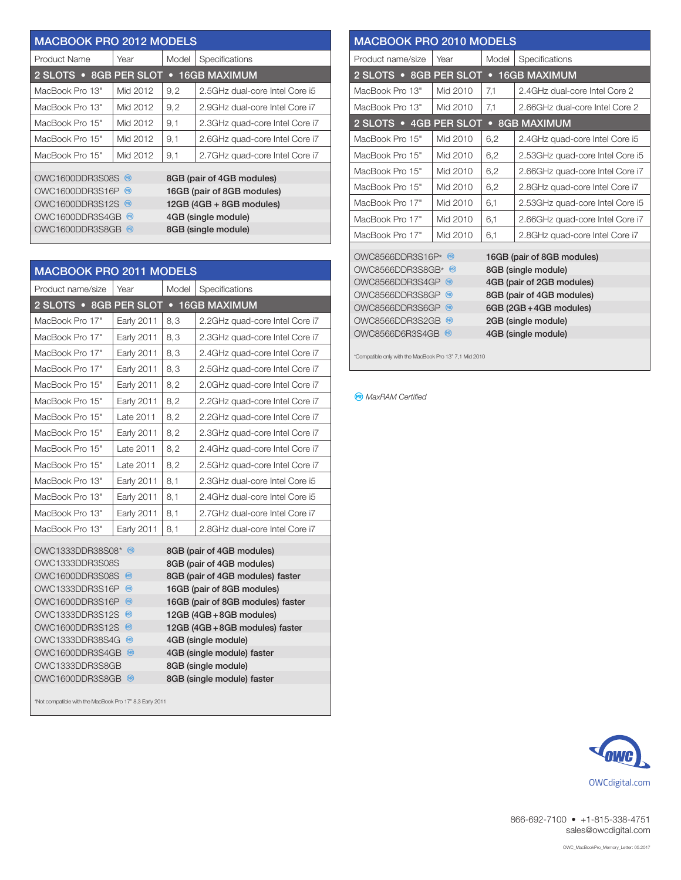## MACBOOK PRO 2012 MODELS

| Product Name | Year | Model | Specifications |
|---|---|---|---|
| **2 SLOTS • 8GB PER SLOT • 16GB MAXIMUM** | | | |
| MacBook Pro 13" | Mid 2012 | 9,2 | 2.5GHz dual-core Intel Core i5 |
| MacBook Pro 13" | Mid 2012 | 9,2 | 2.9GHz dual-core Intel Core i7 |
| MacBook Pro 15" | Mid 2012 | 9,1 | 2.3GHz quad-core Intel Core i7 |
| MacBook Pro 15" | Mid 2012 | 9,1 | 2.6GHz quad-core Intel Core i7 |
| MacBook Pro 15" | Mid 2012 | 9,1 | 2.7GHz quad-core Intel Core i7 |

| | |
|---|---|
| OWC1600DDR3S08S (MR) | **8GB (pair of 4GB modules)** |
| OWC1600DDR3S16P (MR) | **16GB (pair of 8GB modules)** |
| OWC1600DDR3S12S (MR) | **12GB (4GB + 8GB modules)** |
| OWC1600DDR3S4GB (MR) | **4GB (single module)** |
| OWC1600DDR3S8GB (MR) | **8GB (single module)** |

## MACBOOK PRO 2011 MODELS

| Product name/size | Year | Model | Specifications |
|---|---|---|---|
| **2 SLOTS • 8GB PER SLOT • 16GB MAXIMUM** | | | |
| MacBook Pro 17" | Early 2011 | 8,3 | 2.2GHz quad-core Intel Core i7 |
| MacBook Pro 17" | Early 2011 | 8,3 | 2.3GHz quad-core Intel Core i7 |
| MacBook Pro 17" | Early 2011 | 8,3 | 2.4GHz quad-core Intel Core i7 |
| MacBook Pro 17" | Early 2011 | 8,3 | 2.5GHz quad-core Intel Core i7 |
| MacBook Pro 15" | Early 2011 | 8,2 | 2.0GHz quad-core Intel Core i7 |
| MacBook Pro 15" | Early 2011 | 8,2 | 2.2GHz quad-core Intel Core i7 |
| MacBook Pro 15" | Late 2011 | 8,2 | 2.2GHz quad-core Intel Core i7 |
| MacBook Pro 15" | Early 2011 | 8,2 | 2.3GHz quad-core Intel Core i7 |
| MacBook Pro 15" | Late 2011 | 8,2 | 2.4GHz quad-core Intel Core i7 |
| MacBook Pro 15" | Late 2011 | 8,2 | 2.5GHz quad-core Intel Core i7 |
| MacBook Pro 13" | Early 2011 | 8,1 | 2.3GHz dual-core Intel Core i5 |
| MacBook Pro 13" | Early 2011 | 8,1 | 2.4GHz dual-core Intel Core i5 |
| MacBook Pro 13" | Early 2011 | 8,1 | 2.7GHz dual-core Intel Core i7 |
| MacBook Pro 13" | Early 2011 | 8,1 | 2.8GHz dual-core Intel Core i7 |

| | |
|---|---|
| OWC1333DDR38S08* (MR) | **8GB (pair of 4GB modules)** |
| OWC1333DDR3S08S | **8GB (pair of 4GB modules)** |
| OWC1600DDR3S08S (MR) | **8GB (pair of 4GB modules) faster** |
| OWC1333DDR3S16P (MR) | **16GB (pair of 8GB modules)** |
| OWC1600DDR3S16P (MR) | **16GB (pair of 8GB modules) faster** |
| OWC1333DDR3S12S (MR) | **12GB (4GB + 8GB modules)** |
| OWC1600DDR3S12S (MR) | **12GB (4GB + 8GB modules) faster** |
| OWC1333DDR38S4G (MR) | **4GB (single module)** |
| OWC1600DDR3S4GB (MR) | **4GB (single module) faster** |
| OWC1333DDR3S8GB | **8GB (single module)** |
| OWC1600DDR3S8GB (MR) | **8GB (single module) faster** |

*Not compatible with the MacBook Pro 17" 8,3 Early 2011

## MACBOOK PRO 2010 MODELS

| Product name/size | Year | Model | Specifications |
|---|---|---|---|
| **2 SLOTS • 8GB PER SLOT • 16GB MAXIMUM** | | | |
| MacBook Pro 13" | Mid 2010 | 7,1 | 2.4GHz dual-core Intel Core 2 |
| MacBook Pro 13" | Mid 2010 | 7,1 | 2.66GHz dual-core Intel Core 2 |
| **2 SLOTS • 4GB PER SLOT • 8GB MAXIMUM** | | | |
| MacBook Pro 15" | Mid 2010 | 6,2 | 2.4GHz quad-core Intel Core i5 |
| MacBook Pro 15" | Mid 2010 | 6,2 | 2.53GHz quad-core Intel Core i5 |
| MacBook Pro 15" | Mid 2010 | 6,2 | 2.66GHz quad-core Intel Core i7 |
| MacBook Pro 15" | Mid 2010 | 6,2 | 2.8GHz quad-core Intel Core i7 |
| MacBook Pro 17" | Mid 2010 | 6,1 | 2.53GHz quad-core Intel Core i5 |
| MacBook Pro 17" | Mid 2010 | 6,1 | 2.66GHz quad-core Intel Core i7 |
| MacBook Pro 17" | Mid 2010 | 6,1 | 2.8GHz quad-core Intel Core i7 |

| | |
|---|---|
| OWC8566DDR3S16P* (MR) | **16GB (pair of 8GB modules)** |
| OWC8566DDR3S8GB* (MR) | **8GB (single module)** |
| OWC8566DDR3S4GP (MR) | **4GB (pair of 2GB modules)** |
| OWC8566DDR3S8GP (MR) | **8GB (pair of 4GB modules)** |
| OWC8566DDR3S6GP (MR) | **6GB (2GB + 4GB modules)** |
| OWC8566DDR3S2GB (MR) | **2GB (single module)** |
| OWC8566D6R3S4GB (MR) | **4GB (single module)** |

*Compatible only with the MacBook Pro 13" 7,1 Mid 2010

(MR) *MaxRAM Certified*

OWCdigital.com

866-692-7100 • +1-815-338-4751
sales@owcdigital.com

OWC_MacBookPro_Memory_Letter: 05.2017